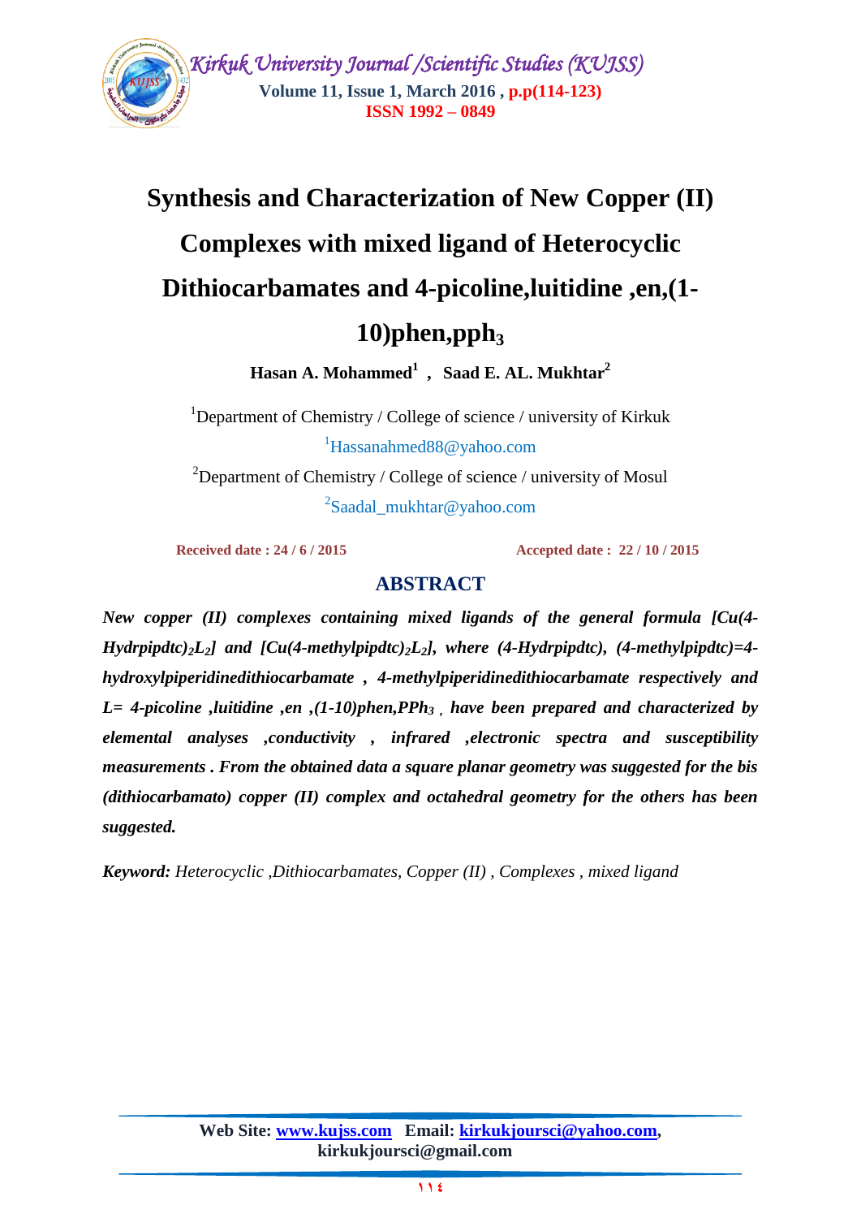# Synthesis and Characterization of New Copper (II) Complexes with mixed ligand of Heterocyclic Dithiocarbamates and 4-picoline,luitidine ,en,(1-10)phen,pph$_3$

**Hasan A. Mohammed[1] , Saad E. AL. Mukhtar[2]**

[1]Department of Chemistry / College of science / university of Kirkuk

[1]Hassanahmed88@yahoo.com

[2]Department of Chemistry / College of science / university of Mosul

[2]Saadal_mukhtar@yahoo.com

**Received date : 24 / 6 / 2015** **Accepted date : 22 / 10 / 2015**

## ABSTRACT

***New copper (II) complexes containing mixed ligands of the general formula [Cu(4-Hydrpipdtc)$_2$L$_2$] and [Cu(4-methylpipdtc)$_2$L$_2$], where (4-Hydrpipdtc), (4-methylpipdtc)=4-hydroxylpiperidinedithiocarbamate , 4-methylpiperidinedithiocarbamate respectively and L= 4-picoline ,luitidine ,en ,(1-10)phen,PPh$_3$ , have been prepared and characterized by elemental analyses ,conductivity , infrared ,electronic spectra and susceptibility measurements . From the obtained data a square planar geometry was suggested for the bis (dithiocarbamato) copper (II) complex and octahedral geometry for the others has been suggested.***

***Keyword:*** *Heterocyclic ,Dithiocarbamates, Copper (II) , Complexes , mixed ligand*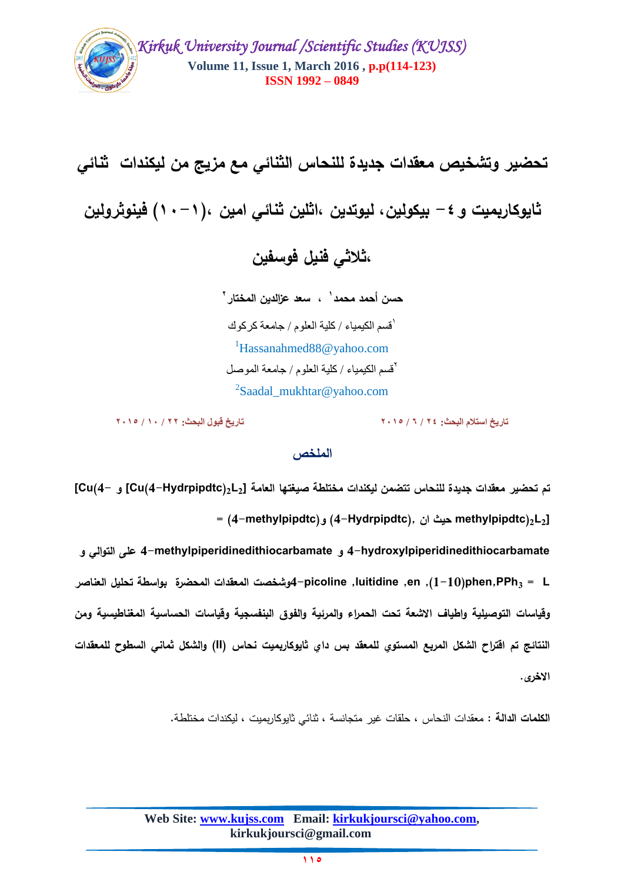# تحضير وتشخيص معقدات جديدة للنحاس الثنائي مع مزيج من ليكندات ثنائي ثايوكاربميت و ٤ – بيكولين، ليوتدين ،اثلين ثنائي امين ،(١٠–١) فينوثرولين ،ثلاثي فنيل فوسفين

**حسن أحمد محمد[١] ، سعد عزالدين المختار[٢]**

[١]قسم الكيمياء / كلية العلوم / جامعة كركوك

[1]Hassanahmed88@yahoo.com

[٢]قسم الكيمياء / كلية العلوم / جامعة الموصل

[2]Saadal_mukhtar@yahoo.com

**تاريخ استلام البحث: ٢٤ / ٦ / ٢٠١٥** **تاريخ قبول البحث: ٢٢ / ١٠ / ٢٠١٥**

## الملخص

**تم تحضير معقدات جديدة للنحاس تتضمن ليكندات مختلطة صيغتها العامة $[Cu(4\text{-}Hydrpipdtc)_2L_2]$ و $[Cu(4\text{-}methylpipdtc)_2L_2]$ حيث ان (4-Hydrpipdtc), و(4-methylpipdtc) = 4-hydroxylpiperidinedithiocarbamate و 4-methylpiperidinedithiocarbamate على التوالي و L = (1-10)phen,$PPh_3$, en, luitidine, 4-picoline وشخصت المعقدات المحضرة بواسطة تحليل العناصر وقياسات التوصيلية واطياف الاشعة تحت الحمراء والمرئية والفوق البنفسجية وقياسات الحساسية المغناطيسية ومن النتائج تم اقتراح الشكل المربع المستوي للمعقد بس داي ثايوكاربميت نحاس (II) والشكل ثماني السطوح للمعقدات الاخرى.**

**الكلمات الدالة :** معقدات النحاس ، حلقات غير متجانسة ، ثنائي ثايوكاربميت ، ليكندات مختلطة.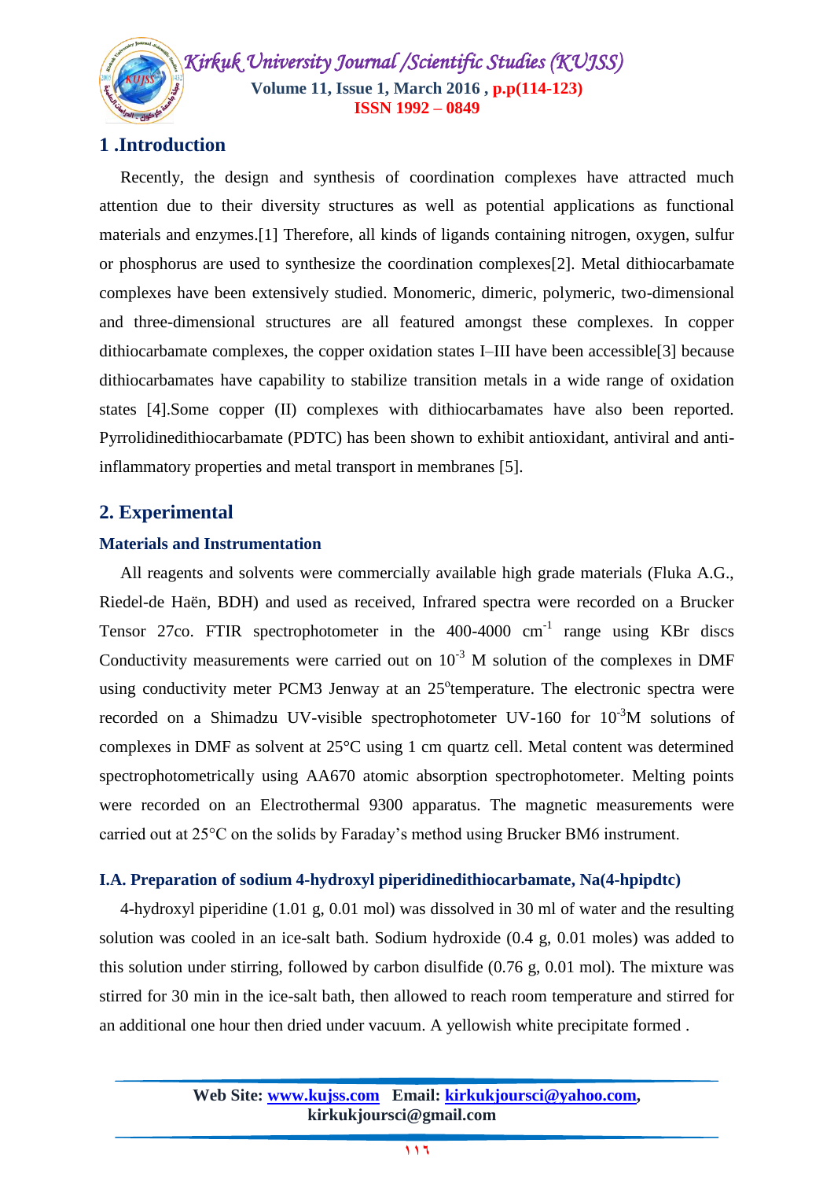## 1 .Introduction

Recently, the design and synthesis of coordination complexes have attracted much attention due to their diversity structures as well as potential applications as functional materials and enzymes.[1] Therefore, all kinds of ligands containing nitrogen, oxygen, sulfur or phosphorus are used to synthesize the coordination complexes[2]. Metal dithiocarbamate complexes have been extensively studied. Monomeric, dimeric, polymeric, two-dimensional and three-dimensional structures are all featured amongst these complexes. In copper dithiocarbamate complexes, the copper oxidation states I–III have been accessible[3] because dithiocarbamates have capability to stabilize transition metals in a wide range of oxidation states [4].Some copper (II) complexes with dithiocarbamates have also been reported. Pyrrolidinedithiocarbamate (PDTC) has been shown to exhibit antioxidant, antiviral and anti-inflammatory properties and metal transport in membranes [5].

## 2. Experimental

### Materials and Instrumentation

All reagents and solvents were commercially available high grade materials (Fluka A.G., Riedel-de Haën, BDH) and used as received, Infrared spectra were recorded on a Brucker Tensor 27co. FTIR spectrophotometer in the 400-4000 $cm^{-1}$ range using KBr discs Conductivity measurements were carried out on $10^{-3}$ M solution of the complexes in DMF using conductivity meter PCM3 Jenway at an 25°temperature. The electronic spectra were recorded on a Shimadzu UV-visible spectrophotometer UV-160 for $10^{-3}$M solutions of complexes in DMF as solvent at 25°C using 1 cm quartz cell. Metal content was determined spectrophotometrically using AA670 atomic absorption spectrophotometer. Melting points were recorded on an Electrothermal 9300 apparatus. The magnetic measurements were carried out at 25°C on the solids by Faraday's method using Brucker BM6 instrument.

### I.A. Preparation of sodium 4-hydroxyl piperidinedithiocarbamate, Na(4-hpipdtc)

4-hydroxyl piperidine (1.01 g, 0.01 mol) was dissolved in 30 ml of water and the resulting solution was cooled in an ice-salt bath. Sodium hydroxide (0.4 g, 0.01 moles) was added to this solution under stirring, followed by carbon disulfide (0.76 g, 0.01 mol). The mixture was stirred for 30 min in the ice-salt bath, then allowed to reach room temperature and stirred for an additional one hour then dried under vacuum. A yellowish white precipitate formed .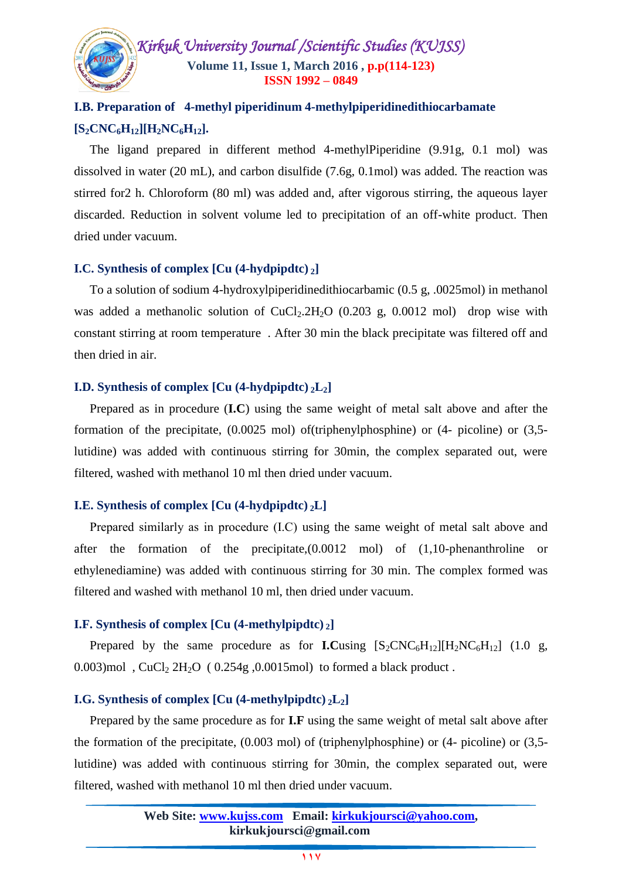### I.B. Preparation of 4-methyl piperidinum 4-methylpiperidinedithiocarbamate $[S_2CNC_6H_{12}][H_2NC_6H_{12}]$.

The ligand prepared in different method 4-methylPiperidine (9.91g, 0.1 mol) was dissolved in water (20 mL), and carbon disulfide (7.6g, 0.1mol) was added. The reaction was stirred for2 h. Chloroform (80 ml) was added and, after vigorous stirring, the aqueous layer discarded. Reduction in solvent volume led to precipitation of an off-white product. Then dried under vacuum.

### I.C. Synthesis of complex [Cu (4-hydpipdtc) $_2$]

To a solution of sodium 4-hydroxylpiperidinedithiocarbamic (0.5 g, .0025mol) in methanol was added a methanolic solution of $CuCl_2.2H_2O$ (0.203 g, 0.0012 mol) drop wise with constant stirring at room temperature . After 30 min the black precipitate was filtered off and then dried in air.

### I.D. Synthesis of complex [Cu (4-hydpipdtc) $_2L_2$]

Prepared as in procedure (**I.C**) using the same weight of metal salt above and after the formation of the precipitate, (0.0025 mol) of(triphenylphosphine) or (4- picoline) or (3,5-lutidine) was added with continuous stirring for 30min, the complex separated out, were filtered, washed with methanol 10 ml then dried under vacuum.

### I.E. Synthesis of complex [Cu (4-hydpipdtc) $_2$L]

Prepared similarly as in procedure (I.C) using the same weight of metal salt above and after the formation of the precipitate,(0.0012 mol) of (1,10-phenanthroline or ethylenediamine) was added with continuous stirring for 30 min. The complex formed was filtered and washed with methanol 10 ml, then dried under vacuum.

### I.F. Synthesis of complex [Cu (4-methylpipdtc) $_2$]

Prepared by the same procedure as for **I.C**using $[S_2CNC_6H_{12}][H_2NC_6H_{12}]$ (1.0 g, 0.003)mol , $CuCl_2$ $2H_2O$ ( 0.254g ,0.0015mol) to formed a black product .

### I.G. Synthesis of complex [Cu (4-methylpipdtc) $_2L_2$]

Prepared by the same procedure as for **I.F** using the same weight of metal salt above after the formation of the precipitate, (0.003 mol) of (triphenylphosphine) or (4- picoline) or (3,5-lutidine) was added with continuous stirring for 30min, the complex separated out, were filtered, washed with methanol 10 ml then dried under vacuum.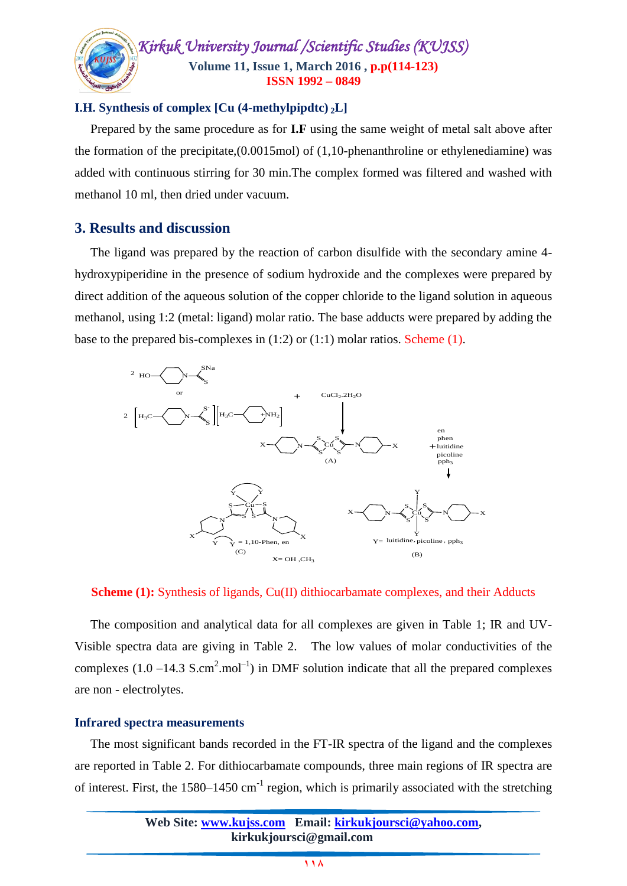### I.H. Synthesis of complex [Cu (4-methylpipdtc) $_2$L]

Prepared by the same procedure as for **I.F** using the same weight of metal salt above after the formation of the precipitate,(0.0015mol) of (1,10-phenanthroline or ethylenediamine) was added with continuous stirring for 30 min.The complex formed was filtered and washed with methanol 10 ml, then dried under vacuum.

## 3. Results and discussion

The ligand was prepared by the reaction of carbon disulfide with the secondary amine 4-hydroxypiperidine in the presence of sodium hydroxide and the complexes were prepared by direct addition of the aqueous solution of the copper chloride to the ligand solution in aqueous methanol, using 1:2 (metal: ligand) molar ratio. The base adducts were prepared by adding the base to the prepared bis-complexes in (1:2) or (1:1) molar ratios. Scheme (1).

**Scheme (1):** Synthesis of ligands, Cu(II) dithiocarbamate complexes, and their Adducts

The composition and analytical data for all complexes are given in Table 1; IR and UV-Visible spectra data are giving in Table 2. The low values of molar conductivities of the complexes (1.0 –14.3 $S.cm^2.mol^{-1}$) in DMF solution indicate that all the prepared complexes are non - electrolytes.

### Infrared spectra measurements

The most significant bands recorded in the FT-IR spectra of the ligand and the complexes are reported in Table 2. For dithiocarbamate compounds, three main regions of IR spectra are of interest. First, the 1580–1450 $cm^{-1}$ region, which is primarily associated with the stretching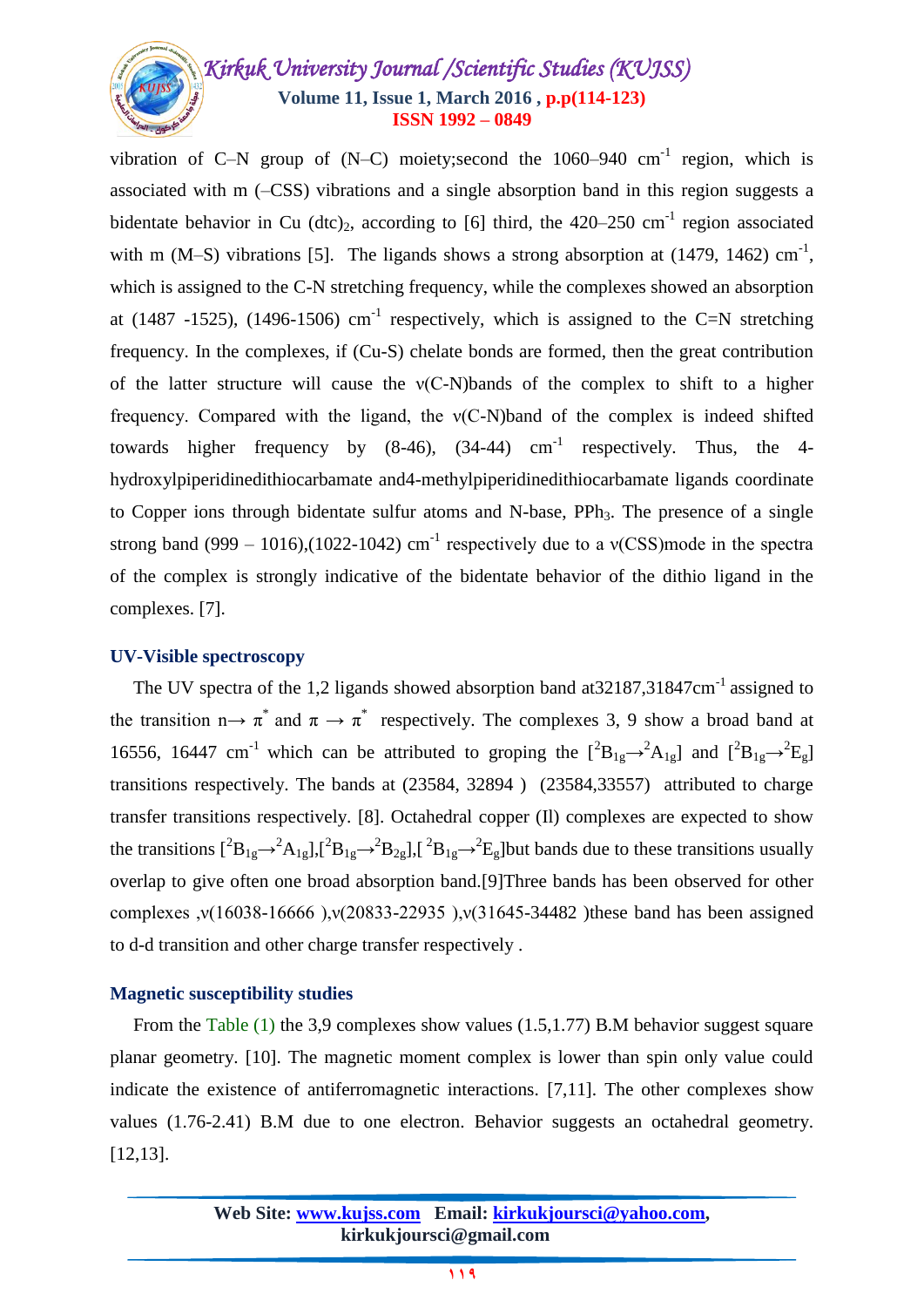vibration of C–N group of (N–C) moiety;second the 1060–940 $cm^{-1}$ region, which is associated with m (–CSS) vibrations and a single absorption band in this region suggests a bidentate behavior in Cu $(dtc)_2$, according to [6] third, the 420–250 $cm^{-1}$ region associated with m (M–S) vibrations [5]. The ligands shows a strong absorption at (1479, 1462) $cm^{-1}$, which is assigned to the C-N stretching frequency, while the complexes showed an absorption at (1487 -1525), (1496-1506) $cm^{-1}$ respectively, which is assigned to the C=N stretching frequency. In the complexes, if (Cu-S) chelate bonds are formed, then the great contribution of the latter structure will cause the ν(C-N)bands of the complex to shift to a higher frequency. Compared with the ligand, the ν(C-N)band of the complex is indeed shifted towards higher frequency by (8-46), (34-44) $cm^{-1}$ respectively. Thus, the 4-hydroxylpiperidinedithiocarbamate and4-methylpiperidinedithiocarbamate ligands coordinate to Copper ions through bidentate sulfur atoms and N-base, $PPh_3$. The presence of a single strong band (999 – 1016),(1022-1042) $cm^{-1}$ respectively due to a ν(CSS)mode in the spectra of the complex is strongly indicative of the bidentate behavior of the dithio ligand in the complexes. [7].

## UV-Visible spectroscopy

The UV spectra of the 1,2 ligands showed absorption band at32187,31847$cm^{-1}$ assigned to the transition $n\rightarrow \pi^*$ and $\pi \rightarrow \pi^*$ respectively. The complexes 3, 9 show a broad band at 16556, 16447 $cm^{-1}$ which can be attributed to groping the $[^2B_{1g}\rightarrow{}^2A_{1g}]$ and $[^2B_{1g}\rightarrow{}^2E_g]$ transitions respectively. The bands at (23584, 32894 ) (23584,33557) attributed to charge transfer transitions respectively. [8]. Octahedral copper (Il) complexes are expected to show the transitions $[^2B_{1g}\rightarrow{}^2A_{1g}]$,$[^2B_{1g}\rightarrow{}^2B_{2g}]$,$[^2B_{1g}\rightarrow{}^2E_g]$but bands due to these transitions usually overlap to give often one broad absorption band.[9]Three bands has been observed for other complexes ,ν(16038-16666 ),ν(20833-22935 ),ν(31645-34482 )these band has been assigned to d-d transition and other charge transfer respectively .

## Magnetic susceptibility studies

From the Table (1) the 3,9 complexes show values (1.5,1.77) B.M behavior suggest square planar geometry. [10]. The magnetic moment complex is lower than spin only value could indicate the existence of antiferromagnetic interactions. [7,11]. The other complexes show values (1.76-2.41) B.M due to one electron. Behavior suggests an octahedral geometry. [12,13].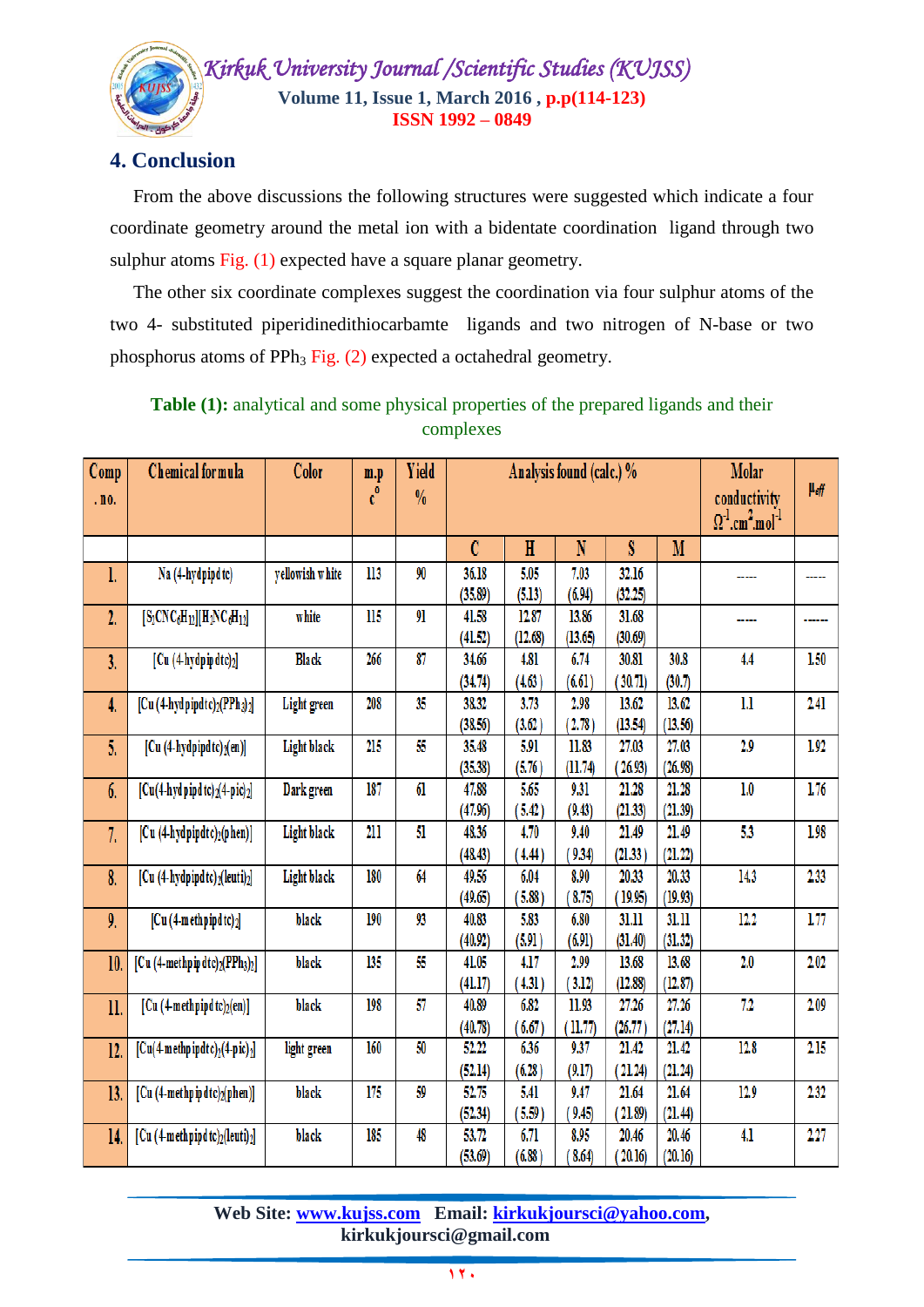## 4. Conclusion

From the above discussions the following structures were suggested which indicate a four coordinate geometry around the metal ion with a bidentate coordination ligand through two sulphur atoms Fig. (1) expected have a square planar geometry.

The other six coordinate complexes suggest the coordination via four sulphur atoms of the two 4- substituted piperidinedithiocarbamte ligands and two nitrogen of N-base or two phosphorus atoms of $PPh_3$ Fig. (2) expected a octahedral geometry.

**Table (1):** analytical and some physical properties of the prepared ligands and their complexes

| Comp . no. | Chemical formula | Color | m.p $c^0$ | Yield % | Analysis found (calc.) % | | | | | Molar conductivity $\Omega^{-1}.cm^2.mol^{-1}$ | $\mu_{eff}$ |
|---|---|---|---|---|---|---|---|---|---|---|---|
| | | | | | C | H | N | S | M | | |
| 1. | Na (4-hydpipdtc) | yellowish white | 113 | 90 | 36.18 (35.89) | 5.05 (5.13) | 7.03 (6.94) | 32.16 (32.25) | | ----- | ----- |
| 2. | $[S_2CNC_6H_{12}][H_2NC_6H_{11}]$ | white | 115 | 91 | 41.58 (41.52) | 12.87 (12.68) | 13.86 (13.65) | 31.68 (30.69) | | ----- | ------ |
| 3. | $[Cu(4\text{-hydpipdtc})_2]$ | Black | 266 | 87 | 34.66 (34.74) | 4.81 (4.63) | 6.74 (6.61) | 30.81 (30.71) | 30.8 (30.7) | 4.4 | 1.50 |
| 4. | $[Cu(4\text{-hydpipdtc})_2(PPh_3)_2]$ | Light green | 208 | 35 | 38.32 (38.56) | 3.73 (3.62) | 2.98 (2.78) | 13.62 (13.54) | 13.62 (13.56) | 1.1 | 2.41 |
| 5. | $[Cu(4\text{-hydpipdtc})_2(en)]$ | Light black | 215 | 55 | 35.48 (35.38) | 5.91 (5.76) | 11.83 (11.74) | 27.03 (26.93) | 27.03 (26.98) | 2.9 | 1.92 |
| 6. | $[Cu(4\text{-hydpipdtc})_2(4\text{-pic})_2]$ | Dark green | 187 | 61 | 47.88 (47.96) | 5.65 (5.42) | 9.31 (9.43) | 21.28 (21.33) | 21.28 (21.39) | 1.0 | 1.76 |
| 7. | $[Cu(4\text{-hydpipdtc})_2(phen)]$ | Light black | 211 | 51 | 48.36 (48.43) | 4.70 (4.44) | 9.40 (9.34) | 21.49 (21.33) | 21.49 (21.22) | 5.3 | 1.98 |
| 8. | $[Cu(4\text{-hydpipdtc})_2(leuti)_2]$ | Light black | 180 | 64 | 49.56 (49.65) | 6.04 (5.88) | 8.90 (8.75) | 20.33 (19.95) | 20.33 (19.93) | 14.3 | 2.33 |
| 9. | $[Cu(4\text{-methpipdtc})_2]$ | black | 190 | 93 | 40.83 (40.92) | 5.83 (5.91) | 6.80 (6.91) | 31.11 (31.40) | 31.11 (31.32) | 12.2 | 1.77 |
| 10. | $[Cu(4\text{-methpipdtc})_2(PPh_3)_2]$ | black | 135 | 55 | 41.05 (41.17) | 4.17 (4.31) | 2.99 (3.12) | 13.68 (12.88) | 13.68 (12.87) | 2.0 | 2.02 |
| 11. | $[Cu(4\text{-methpipdtc})_2(en)]$ | black | 198 | 57 | 40.89 (40.78) | 6.82 (6.67) | 11.93 (11.77) | 27.26 (26.77) | 27.26 (27.14) | 7.2 | 2.09 |
| 12. | $[Cu(4\text{-methpipdtc})_2(4\text{-pic})_2]$ | light green | 160 | 50 | 52.22 (52.14) | 6.36 (6.28) | 9.37 (9.17) | 21.42 (21.24) | 21.42 (21.24) | 12.8 | 2.15 |
| 13. | $[Cu(4\text{-methpipdtc})_2(phen)]$ | black | 175 | 59 | 52.75 (52.34) | 5.41 (5.59) | 9.47 (9.45) | 21.64 (21.89) | 21.64 (21.44) | 12.9 | 2.32 |
| 14. | $[Cu(4\text{-methpipdtc})_2(leuti)_2]$ | black | 185 | 48 | 53.72 (53.69) | 6.71 (6.88) | 8.95 (8.64) | 20.46 (20.16) | 20.46 (20.16) | 4.1 | 2.27 |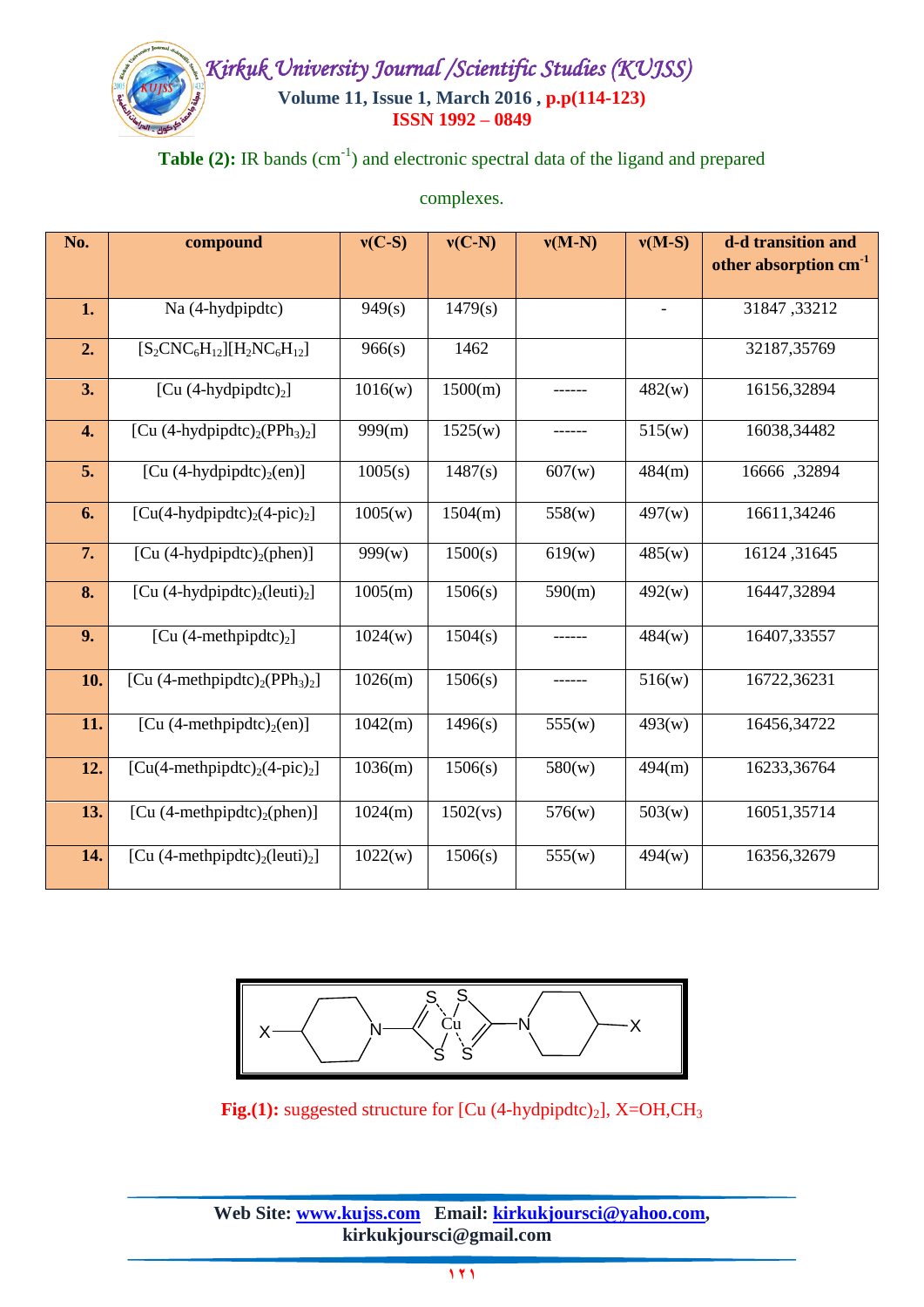**Table (2):** IR bands ($cm^{-1}$) and electronic spectral data of the ligand and prepared complexes.

| No. | compound | ν(C-S) | ν(C-N) | ν(M-N) | ν(M-S) | d-d transition and other absorption $cm^{-1}$ |
|---|---|---|---|---|---|---|
| **1.** | Na (4-hydpipdtc) | 949(s) | 1479(s) | | - | 31847 ,33212 |
| **2.** | $[S_2CNC_6H_{12}][H_2NC_6H_{12}]$ | 966(s) | 1462 | | | 32187,35769 |
| **3.** | [Cu (4-hydpipdtc)$_2$] | 1016(w) | 1500(m) | ------ | 482(w) | 16156,32894 |
| **4.** | [Cu (4-hydpipdtc)$_2$(PPh$_3$)$_2$] | 999(m) | 1525(w) | ------ | 515(w) | 16038,34482 |
| **5.** | [Cu (4-hydpipdtc)$_2$(en)] | 1005(s) | 1487(s) | 607(w) | 484(m) | 16666 ,32894 |
| **6.** | [Cu(4-hydpipdtc)$_2$(4-pic)$_2$] | 1005(w) | 1504(m) | 558(w) | 497(w) | 16611,34246 |
| **7.** | [Cu (4-hydpipdtc)$_2$(phen)] | 999(w) | 1500(s) | 619(w) | 485(w) | 16124 ,31645 |
| **8.** | [Cu (4-hydpipdtc)$_2$(leuti)$_2$] | 1005(m) | 1506(s) | 590(m) | 492(w) | 16447,32894 |
| **9.** | [Cu (4-methpipdtc)$_2$] | 1024(w) | 1504(s) | ------ | 484(w) | 16407,33557 |
| **10.** | [Cu (4-methpipdtc)$_2$(PPh$_3$)$_2$] | 1026(m) | 1506(s) | ------ | 516(w) | 16722,36231 |
| **11.** | [Cu (4-methpipdtc)$_2$(en)] | 1042(m) | 1496(s) | 555(w) | 493(w) | 16456,34722 |
| **12.** | [Cu(4-methpipdtc)$_2$(4-pic)$_2$] | 1036(m) | 1506(s) | 580(w) | 494(m) | 16233,36764 |
| **13.** | [Cu (4-methpipdtc)$_2$(phen)] | 1024(m) | 1502(vs) | 576(w) | 503(w) | 16051,35714 |
| **14.** | [Cu (4-methpipdtc)$_2$(leuti)$_2$] | 1022(w) | 1506(s) | 555(w) | 494(w) | 16356,32679 |

**Fig.(1):** suggested structure for [Cu (4-hydpipdtc)$_2$], X=OH,$CH_3$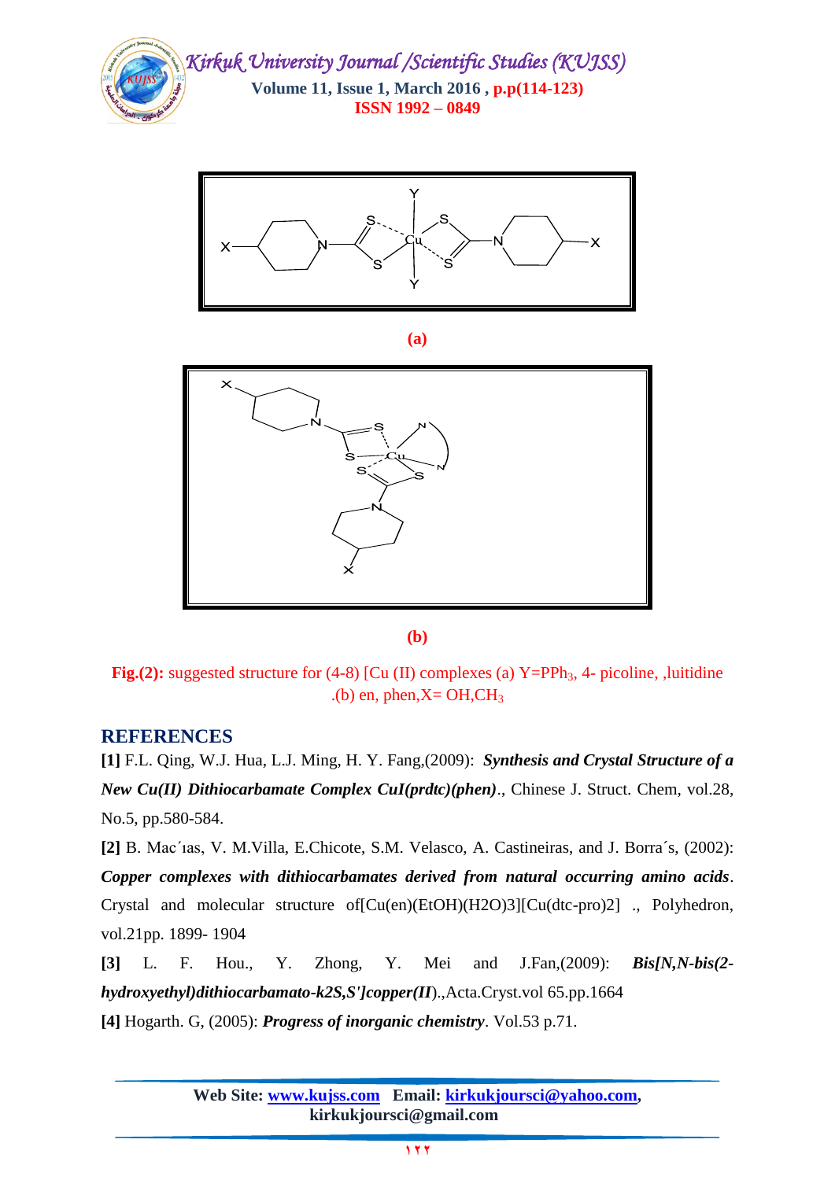(a)

(b)

**Fig.(2):** suggested structure for (4-8) [Cu (II) complexes (a) Y=$PPh_3$, 4- picoline, ,luitidine .(b) en, phen,X= OH,$CH_3$

## REFERENCES

**[1]** F.L. Qing, W.J. Hua, L.J. Ming, H. Y. Fang,(2009): ***Synthesis and Crystal Structure of a New Cu(II) Dithiocarbamate Complex CuI(prdtc)(phen)***., Chinese J. Struct. Chem, vol.28, No.5, pp.580-584.

**[2]** B. Mac´ıas, V. M.Villa, E.Chicote, S.M. Velasco, A. Castineiras, and J. Borra´s, (2002): ***Copper complexes with dithiocarbamates derived from natural occurring amino acids***. Crystal and molecular structure of[Cu(en)(EtOH)(H2O)3][Cu(dtc-pro)2] ., Polyhedron, vol.21pp. 1899- 1904

**[3]** L. F. Hou., Y. Zhong, Y. Mei and J.Fan,(2009): ***Bis[N,N-bis(2-hydroxyethyl)dithiocarbamato-k2S,S']copper(II***).,Acta.Cryst.vol 65.pp.1664

**[4]** Hogarth. G, (2005): ***Progress of inorganic chemistry***. Vol.53 p.71.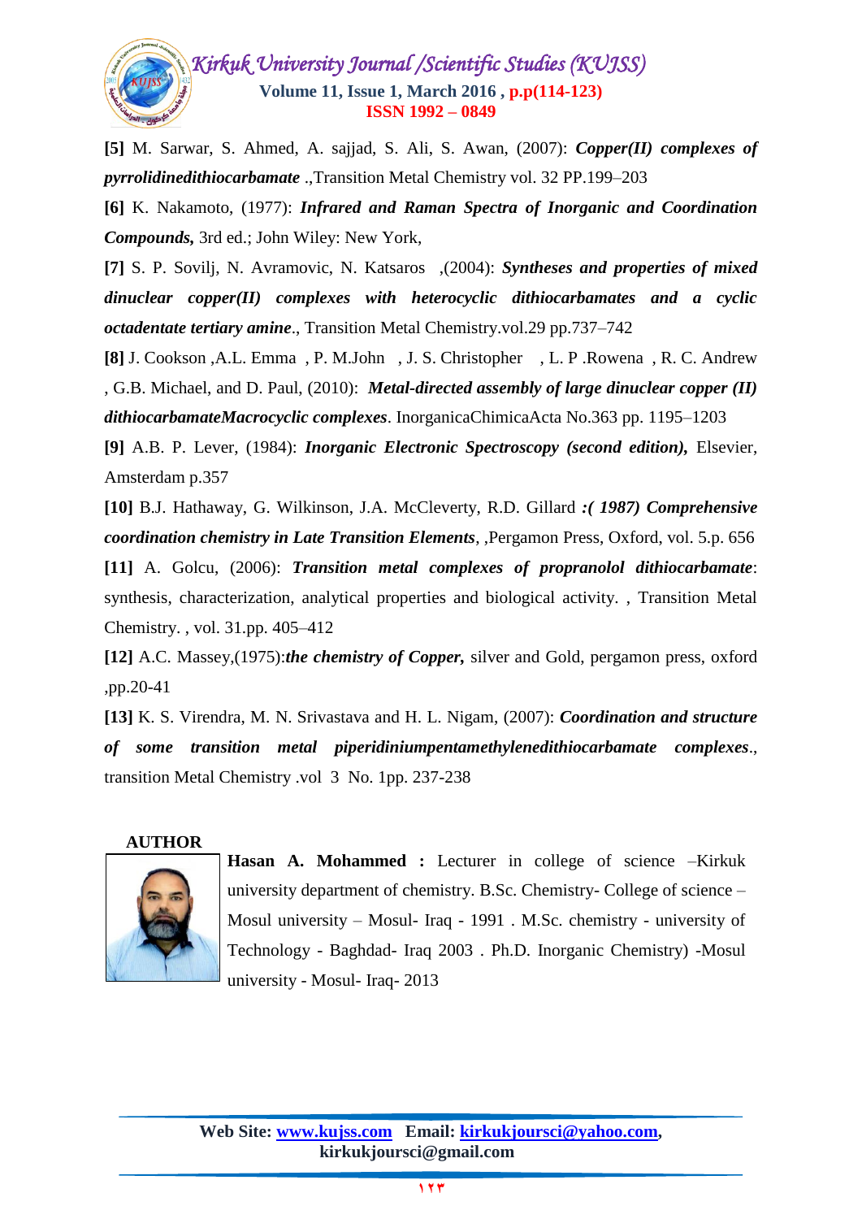**[5]** M. Sarwar, S. Ahmed, A. sajjad, S. Ali, S. Awan, (2007): ***Copper(II) complexes of pyrrolidinedithiocarbamate*** .,Transition Metal Chemistry vol. 32 PP.199–203

**[6]** K. Nakamoto, (1977): ***Infrared and Raman Spectra of Inorganic and Coordination Compounds,*** 3rd ed.; John Wiley: New York,

**[7]** S. P. Sovilj, N. Avramovic, N. Katsaros ,(2004): ***Syntheses and properties of mixed dinuclear copper(II) complexes with heterocyclic dithiocarbamates and a cyclic octadentate tertiary amine***., Transition Metal Chemistry.vol.29 pp.737–742

**[8]** J. Cookson ,A.L. Emma , P. M.John , J. S. Christopher , L. P .Rowena , R. C. Andrew , G.B. Michael, and D. Paul, (2010): ***Metal-directed assembly of large dinuclear copper (II) dithiocarbamateMacrocyclic complexes***. InorganicaChimicaActa No.363 pp. 1195–1203

**[9]** A.B. P. Lever, (1984): ***Inorganic Electronic Spectroscopy (second edition),*** Elsevier, Amsterdam p.357

**[10]** B.J. Hathaway, G. Wilkinson, J.A. McCleverty, R.D. Gillard ***:( 1987) Comprehensive coordination chemistry in Late Transition Elements***, ,Pergamon Press, Oxford, vol. 5.p. 656

**[11]** A. Golcu, (2006): ***Transition metal complexes of propranolol dithiocarbamate***: synthesis, characterization, analytical properties and biological activity. , Transition Metal Chemistry. , vol. 31.pp. 405–412

**[12]** A.C. Massey,(1975):***the chemistry of Copper,*** silver and Gold, pergamon press, oxford ,pp.20-41

**[13]** K. S. Virendra, M. N. Srivastava and H. L. Nigam, (2007): ***Coordination and structure of some transition metal piperidiniumpentamethylenedithiocarbamate complexes***., transition Metal Chemistry .vol 3 No. 1pp. 237-238

**AUTHOR**

**Hasan A. Mohammed :** Lecturer in college of science –Kirkuk university department of chemistry. B.Sc. Chemistry- College of science – Mosul university – Mosul- Iraq - 1991 . M.Sc. chemistry - university of Technology - Baghdad- Iraq 2003 . Ph.D. Inorganic Chemistry) -Mosul university - Mosul- Iraq- 2013